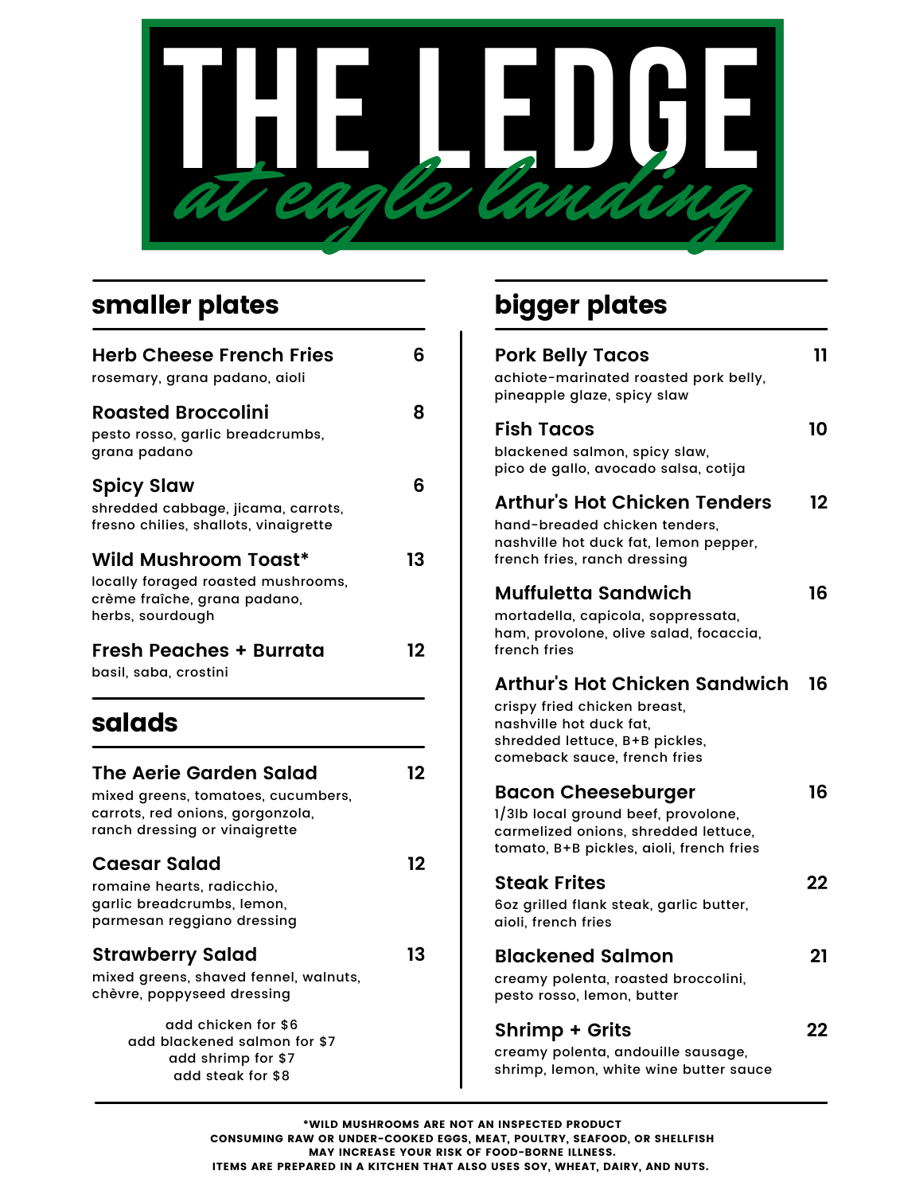# THE LEDGE

*at eagle landing*

## smaller plates

**Herb Cheese French Fries** 6
rosemary, grana padano, aioli

**Roasted Broccolini** 8
pesto rosso, garlic breadcrumbs, grana padano

**Spicy Slaw** 6
shredded cabbage, jicama, carrots, fresno chilies, shallots, vinaigrette

**Wild Mushroom Toast*** 13
locally foraged roasted mushrooms, crème fraîche, grana padano, herbs, sourdough

**Fresh Peaches + Burrata** 12
basil, saba, crostini

## salads

**The Aerie Garden Salad** 12
mixed greens, tomatoes, cucumbers, carrots, red onions, gorgonzola, ranch dressing or vinaigrette

**Caesar Salad** 12
romaine hearts, radicchio, garlic breadcrumbs, lemon, parmesan reggiano dressing

**Strawberry Salad** 13
mixed greens, shaved fennel, walnuts, chèvre, poppyseed dressing

add chicken for $6
add blackened salmon for $7
add shrimp for $7
add steak for $8

## bigger plates

**Pork Belly Tacos** 11
achiote-marinated roasted pork belly, pineapple glaze, spicy slaw

**Fish Tacos** 10
blackened salmon, spicy slaw, pico de gallo, avocado salsa, cotija

**Arthur's Hot Chicken Tenders** 12
hand-breaded chicken tenders, nashville hot duck fat, lemon pepper, french fries, ranch dressing

**Muffuletta Sandwich** 16
mortadella, capicola, soppressata, ham, provolone, olive salad, focaccia, french fries

**Arthur's Hot Chicken Sandwich** 16
crispy fried chicken breast, nashville hot duck fat, shredded lettuce, B+B pickles, comeback sauce, french fries

**Bacon Cheeseburger** 16
1/3lb local ground beef, provolone, carmelized onions, shredded lettuce, tomato, B+B pickles, aioli, french fries

**Steak Frites** 22
6oz grilled flank steak, garlic butter, aioli, french fries

**Blackened Salmon** 21
creamy polenta, roasted broccolini, pesto rosso, lemon, butter

**Shrimp + Grits** 22
creamy polenta, andouille sausage, shrimp, lemon, white wine butter sauce

*WILD MUSHROOMS ARE NOT AN INSPECTED PRODUCT
CONSUMING RAW OR UNDER-COOKED EGGS, MEAT, POULTRY, SEAFOOD, OR SHELLFISH MAY INCREASE YOUR RISK OF FOOD-BORNE ILLNESS.
ITEMS ARE PREPARED IN A KITCHEN THAT ALSO USES SOY, WHEAT, DAIRY, AND NUTS.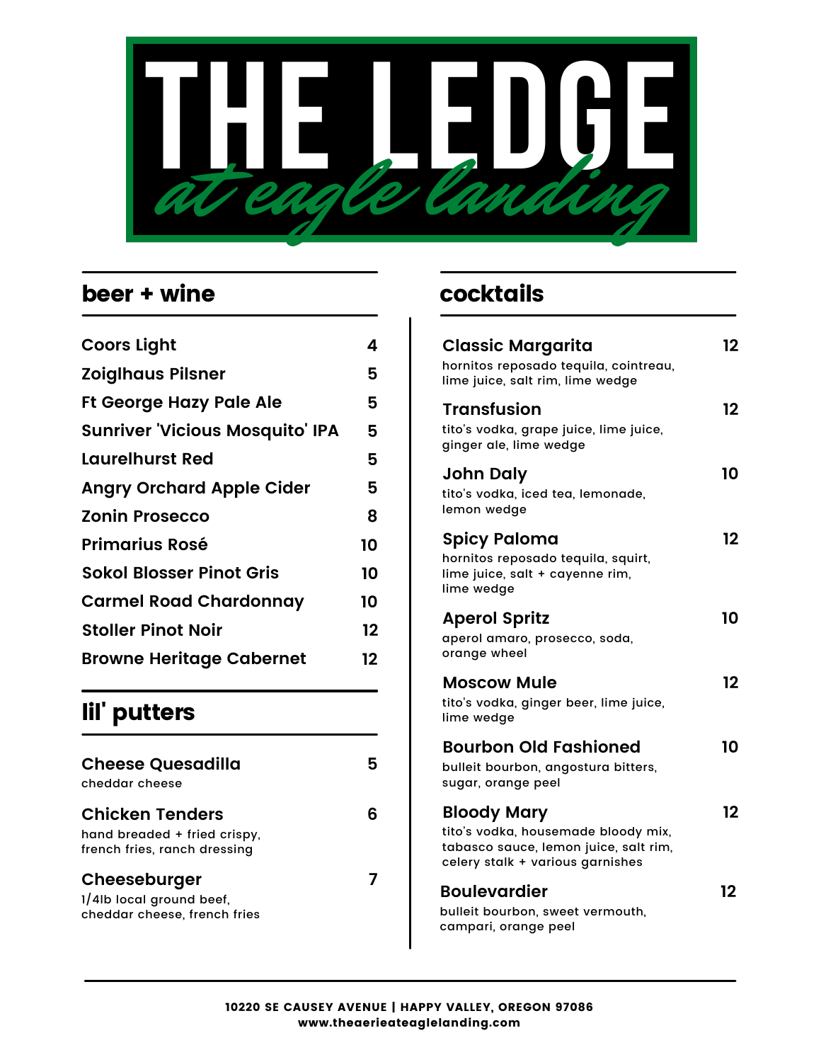# THE LEDGE

*at eagle landing*

## beer + wine

| | |
|---|---|
| Coors Light | 4 |
| Zoiglhaus Pilsner | 5 |
| Ft George Hazy Pale Ale | 5 |
| Sunriver 'Vicious Mosquito' IPA | 5 |
| Laurelhurst Red | 5 |
| Angry Orchard Apple Cider | 5 |
| Zonin Prosecco | 8 |
| Primarius Rosé | 10 |
| Sokol Blosser Pinot Gris | 10 |
| Carmel Road Chardonnay | 10 |
| Stoller Pinot Noir | 12 |
| Browne Heritage Cabernet | 12 |

## lil' putters

**Cheese Quesadilla** 5
cheddar cheese

**Chicken Tenders** 6
hand breaded + fried crispy, french fries, ranch dressing

**Cheeseburger** 7
1/4lb local ground beef, cheddar cheese, french fries

## cocktails

**Classic Margarita** 12
hornitos reposado tequila, cointreau, lime juice, salt rim, lime wedge

**Transfusion** 12
tito's vodka, grape juice, lime juice, ginger ale, lime wedge

**John Daly** 10
tito's vodka, iced tea, lemonade, lemon wedge

**Spicy Paloma** 12
hornitos reposado tequila, squirt, lime juice, salt + cayenne rim, lime wedge

**Aperol Spritz** 10
aperol amaro, prosecco, soda, orange wheel

**Moscow Mule** 12
tito's vodka, ginger beer, lime juice, lime wedge

**Bourbon Old Fashioned** 10
bulleit bourbon, angostura bitters, sugar, orange peel

**Bloody Mary** 12
tito's vodka, housemade bloody mix, tabasco sauce, lemon juice, salt rim, celery stalk + various garnishes

**Boulevardier** 12
bulleit bourbon, sweet vermouth, campari, orange peel

**10220 SE CAUSEY AVENUE | HAPPY VALLEY, OREGON 97086**
**www.theaerieateaglelanding.com**